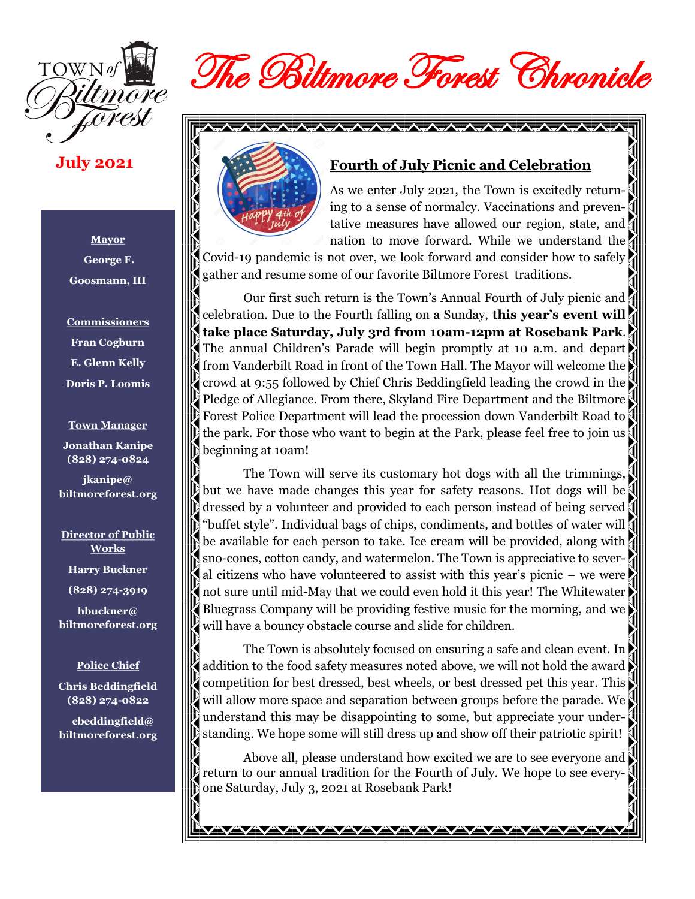# The Biltmore Forest Chronicle

**July 2021**

**Mayor**
George F. Goosmann, III

**Commissioners**
Fran Cogburn
E. Glenn Kelly
Doris P. Loomis

**Town Manager**
Jonathan Kanipe
(828) 274-0824
jkanipe@biltmoreforest.org

**Director of Public Works**
Harry Buckner
(828) 274-3919
hbuckner@biltmoreforest.org

**Police Chief**
Chris Beddingfield
(828) 274-0822
cbeddingfield@biltmoreforest.org

## Fourth of July Picnic and Celebration

As we enter July 2021, the Town is excitedly returning to a sense of normalcy. Vaccinations and preventative measures have allowed our region, state, and nation to move forward. While we understand the Covid-19 pandemic is not over, we look forward and consider how to safely gather and resume some of our favorite Biltmore Forest traditions.

Our first such return is the Town's Annual Fourth of July picnic and celebration. Due to the Fourth falling on a Sunday, **this year's event will take place Saturday, July 3rd from 10am-12pm at Rosebank Park**. The annual Children's Parade will begin promptly at 10 a.m. and depart from Vanderbilt Road in front of the Town Hall. The Mayor will welcome the crowd at 9:55 followed by Chief Chris Beddingfield leading the crowd in the Pledge of Allegiance. From there, Skyland Fire Department and the Biltmore Forest Police Department will lead the procession down Vanderbilt Road to the park. For those who want to begin at the Park, please feel free to join us beginning at 10am!

The Town will serve its customary hot dogs with all the trimmings, but we have made changes this year for safety reasons. Hot dogs will be dressed by a volunteer and provided to each person instead of being served "buffet style". Individual bags of chips, condiments, and bottles of water will be available for each person to take. Ice cream will be provided, along with sno-cones, cotton candy, and watermelon. The Town is appreciative to several citizens who have volunteered to assist with this year's picnic – we were not sure until mid-May that we could even hold it this year! The Whitewater Bluegrass Company will be providing festive music for the morning, and we will have a bouncy obstacle course and slide for children.

The Town is absolutely focused on ensuring a safe and clean event. In addition to the food safety measures noted above, we will not hold the award competition for best dressed, best wheels, or best dressed pet this year. This will allow more space and separation between groups before the parade. We understand this may be disappointing to some, but appreciate your understanding. We hope some will still dress up and show off their patriotic spirit!

Above all, please understand how excited we are to see everyone and return to our annual tradition for the Fourth of July. We hope to see everyone Saturday, July 3, 2021 at Rosebank Park!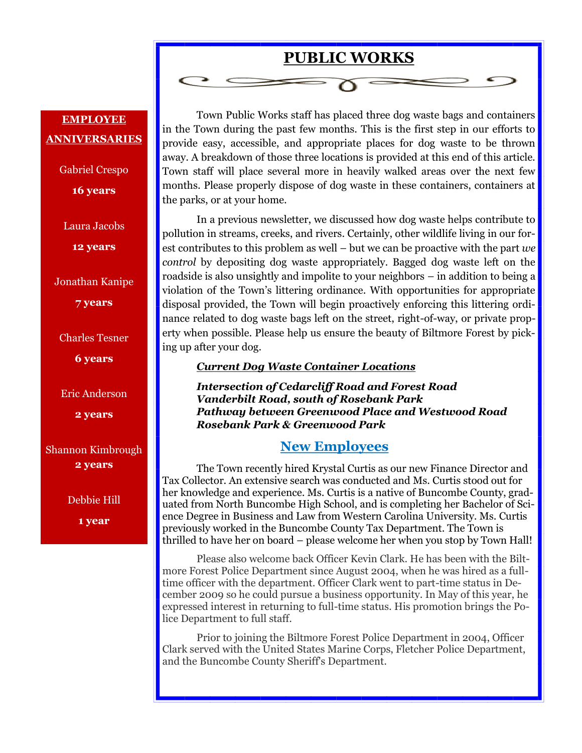## EMPLOYEE ANNIVERSARIES

Gabriel Crespo
**16 years**

Laura Jacobs
**12 years**

Jonathan Kanipe
**7 years**

Charles Tesner
**6 years**

Eric Anderson
**2 years**

Shannon Kimbrough
**2 years**

Debbie Hill
**1 year**

# PUBLIC WORKS

Town Public Works staff has placed three dog waste bags and containers in the Town during the past few months. This is the first step in our efforts to provide easy, accessible, and appropriate places for dog waste to be thrown away. A breakdown of those three locations is provided at this end of this article. Town staff will place several more in heavily walked areas over the next few months. Please properly dispose of dog waste in these containers, containers at the parks, or at your home.

In a previous newsletter, we discussed how dog waste helps contribute to pollution in streams, creeks, and rivers. Certainly, other wildlife living in our forest contributes to this problem as well – but we can be proactive with the part *we control* by depositing dog waste appropriately. Bagged dog waste left on the roadside is also unsightly and impolite to your neighbors – in addition to being a violation of the Town's littering ordinance. With opportunities for appropriate disposal provided, the Town will begin proactively enforcing this littering ordinance related to dog waste bags left on the street, right-of-way, or private property when possible. Please help us ensure the beauty of Biltmore Forest by picking up after your dog.

***Current Dog Waste Container Locations***

***Intersection of Cedarcliff Road and Forest Road***
***Vanderbilt Road, south of Rosebank Park***
***Pathway between Greenwood Place and Westwood Road***
***Rosebank Park & Greenwood Park***

## New Employees

The Town recently hired Krystal Curtis as our new Finance Director and Tax Collector. An extensive search was conducted and Ms. Curtis stood out for her knowledge and experience. Ms. Curtis is a native of Buncombe County, graduated from North Buncombe High School, and is completing her Bachelor of Science Degree in Business and Law from Western Carolina University. Ms. Curtis previously worked in the Buncombe County Tax Department. The Town is thrilled to have her on board – please welcome her when you stop by Town Hall!

Please also welcome back Officer Kevin Clark. He has been with the Biltmore Forest Police Department since August 2004, when he was hired as a full-time officer with the department. Officer Clark went to part-time status in December 2009 so he could pursue a business opportunity. In May of this year, he expressed interest in returning to full-time status. His promotion brings the Police Department to full staff.

Prior to joining the Biltmore Forest Police Department in 2004, Officer Clark served with the United States Marine Corps, Fletcher Police Department, and the Buncombe County Sheriff's Department.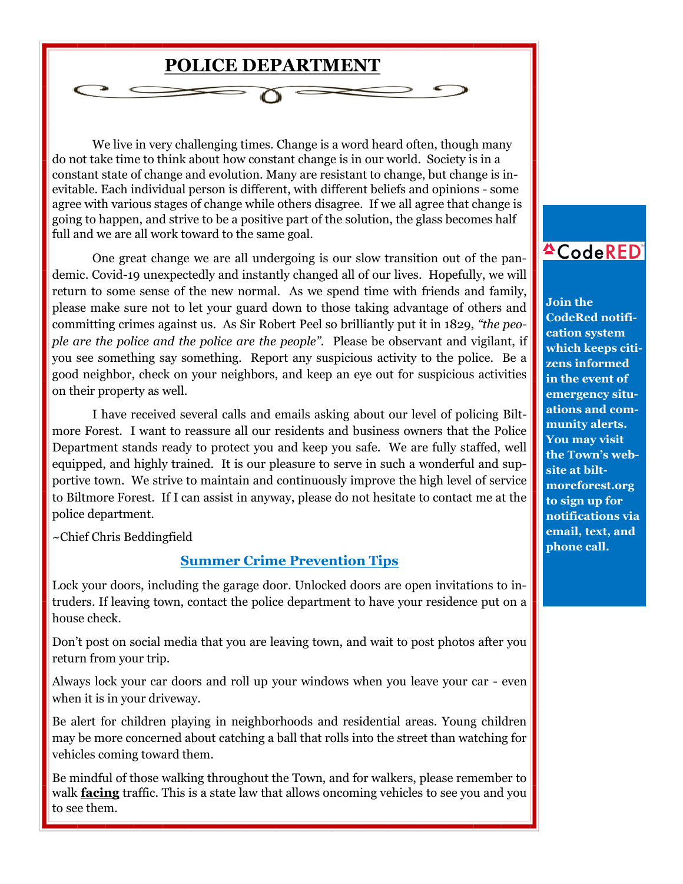# POLICE DEPARTMENT

We live in very challenging times. Change is a word heard often, though many do not take time to think about how constant change is in our world. Society is in a constant state of change and evolution. Many are resistant to change, but change is inevitable. Each individual person is different, with different beliefs and opinions - some agree with various stages of change while others disagree. If we all agree that change is going to happen, and strive to be a positive part of the solution, the glass becomes half full and we are all work toward to the same goal.

One great change we are all undergoing is our slow transition out of the pandemic. Covid-19 unexpectedly and instantly changed all of our lives. Hopefully, we will return to some sense of the new normal. As we spend time with friends and family, please make sure not to let your guard down to those taking advantage of others and committing crimes against us. As Sir Robert Peel so brilliantly put it in 1829, *"the people are the police and the police are the people".* Please be observant and vigilant, if you see something say something. Report any suspicious activity to the police. Be a good neighbor, check on your neighbors, and keep an eye out for suspicious activities on their property as well.

I have received several calls and emails asking about our level of policing Biltmore Forest. I want to reassure all our residents and business owners that the Police Department stands ready to protect you and keep you safe. We are fully staffed, well equipped, and highly trained. It is our pleasure to serve in such a wonderful and supportive town. We strive to maintain and continuously improve the high level of service to Biltmore Forest. If I can assist in anyway, please do not hesitate to contact me at the police department.

~Chief Chris Beddingfield

## Summer Crime Prevention Tips

Lock your doors, including the garage door. Unlocked doors are open invitations to intruders. If leaving town, contact the police department to have your residence put on a house check.

Don't post on social media that you are leaving town, and wait to post photos after you return from your trip.

Always lock your car doors and roll up your windows when you leave your car - even when it is in your driveway.

Be alert for children playing in neighborhoods and residential areas. Young children may be more concerned about catching a ball that rolls into the street than watching for vehicles coming toward them.

Be mindful of those walking throughout the Town, and for walkers, please remember to walk **facing** traffic. This is a state law that allows oncoming vehicles to see you and you to see them.

---

CodeRED

**Join the CodeRed notification system which keeps citizens informed in the event of emergency situations and community alerts. You may visit the Town's website at biltmoreforest.org to sign up for notifications via email, text, and phone call.**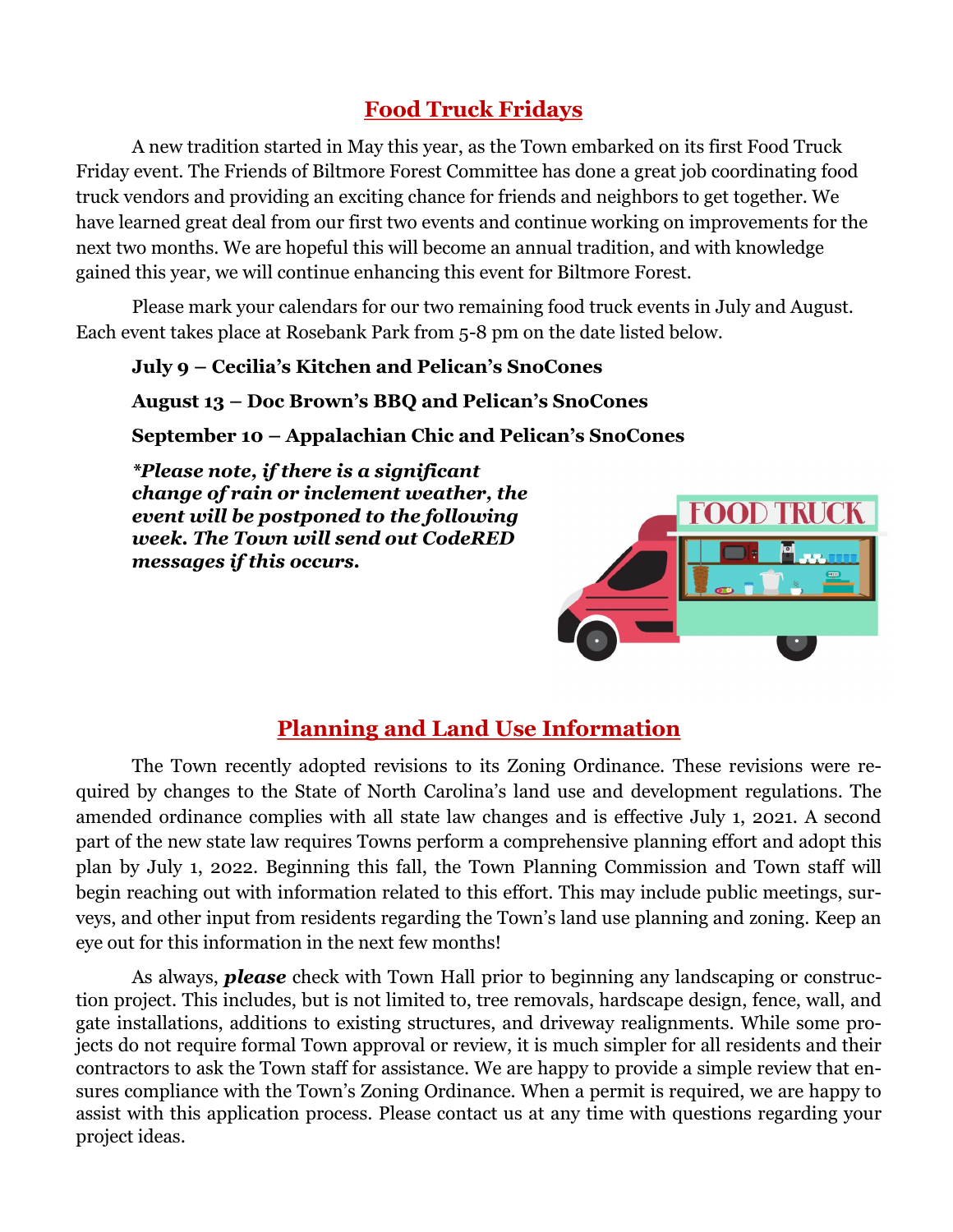## Food Truck Fridays

A new tradition started in May this year, as the Town embarked on its first Food Truck Friday event. The Friends of Biltmore Forest Committee has done a great job coordinating food truck vendors and providing an exciting chance for friends and neighbors to get together. We have learned great deal from our first two events and continue working on improvements for the next two months. We are hopeful this will become an annual tradition, and with knowledge gained this year, we will continue enhancing this event for Biltmore Forest.

Please mark your calendars for our two remaining food truck events in July and August. Each event takes place at Rosebank Park from 5-8 pm on the date listed below.

**July 9 – Cecilia's Kitchen and Pelican's SnoCones**

**August 13 – Doc Brown's BBQ and Pelican's SnoCones**

**September 10 – Appalachian Chic and Pelican's SnoCones**

***Please note, if there is a significant change of rain or inclement weather, the event will be postponed to the following week. The Town will send out CodeRED messages if this occurs.***

## Planning and Land Use Information

The Town recently adopted revisions to its Zoning Ordinance. These revisions were required by changes to the State of North Carolina's land use and development regulations. The amended ordinance complies with all state law changes and is effective July 1, 2021. A second part of the new state law requires Towns perform a comprehensive planning effort and adopt this plan by July 1, 2022. Beginning this fall, the Town Planning Commission and Town staff will begin reaching out with information related to this effort. This may include public meetings, surveys, and other input from residents regarding the Town's land use planning and zoning. Keep an eye out for this information in the next few months!

As always, ***please*** check with Town Hall prior to beginning any landscaping or construction project. This includes, but is not limited to, tree removals, hardscape design, fence, wall, and gate installations, additions to existing structures, and driveway realignments. While some projects do not require formal Town approval or review, it is much simpler for all residents and their contractors to ask the Town staff for assistance. We are happy to provide a simple review that ensures compliance with the Town's Zoning Ordinance. When a permit is required, we are happy to assist with this application process. Please contact us at any time with questions regarding your project ideas.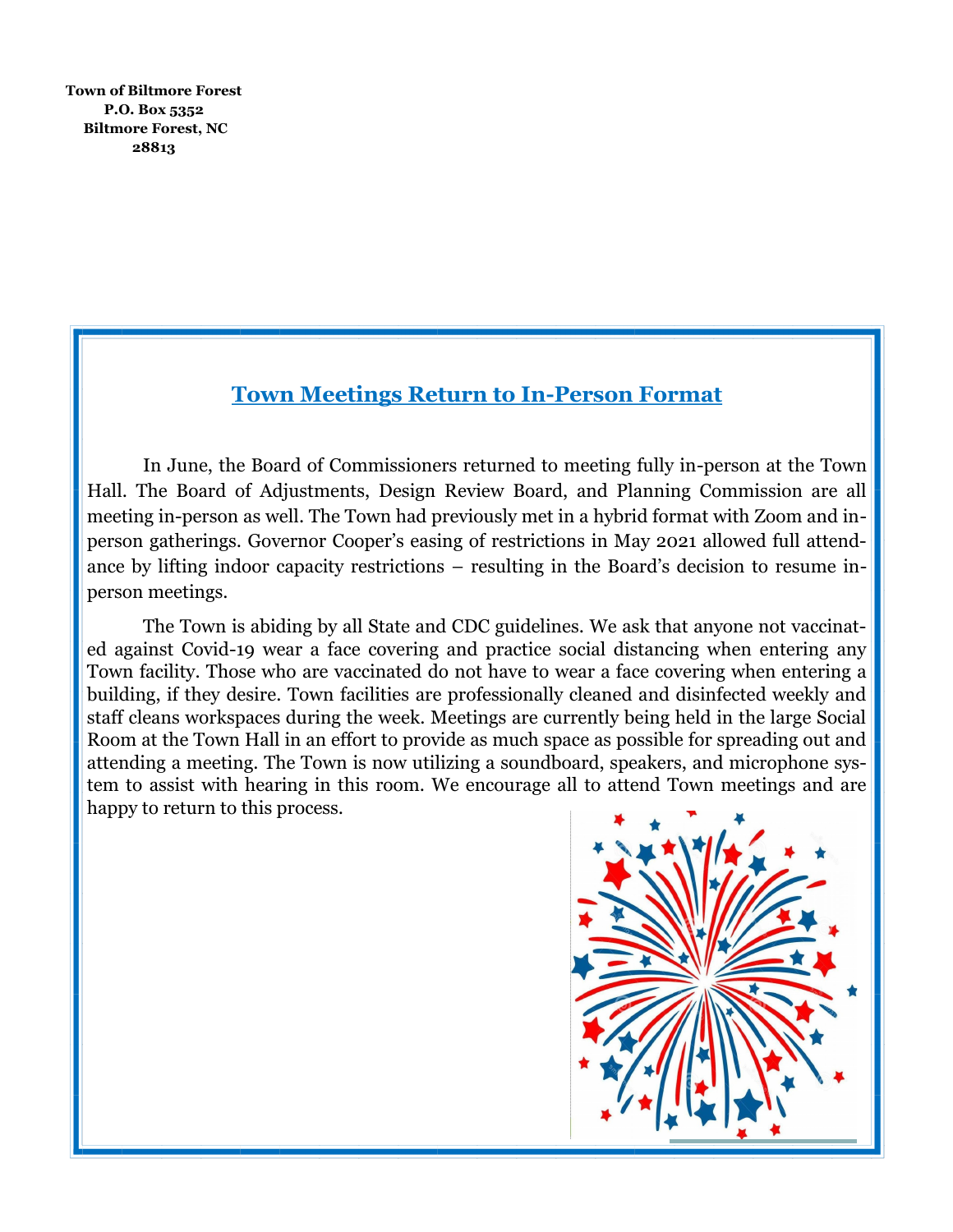**Town of Biltmore Forest**
**P.O. Box 5352**
**Biltmore Forest, NC**
**28813**

## Town Meetings Return to In-Person Format

In June, the Board of Commissioners returned to meeting fully in-person at the Town Hall. The Board of Adjustments, Design Review Board, and Planning Commission are all meeting in-person as well. The Town had previously met in a hybrid format with Zoom and in-person gatherings. Governor Cooper's easing of restrictions in May 2021 allowed full attendance by lifting indoor capacity restrictions – resulting in the Board's decision to resume in-person meetings.

The Town is abiding by all State and CDC guidelines. We ask that anyone not vaccinated against Covid-19 wear a face covering and practice social distancing when entering any Town facility. Those who are vaccinated do not have to wear a face covering when entering a building, if they desire. Town facilities are professionally cleaned and disinfected weekly and staff cleans workspaces during the week. Meetings are currently being held in the large Social Room at the Town Hall in an effort to provide as much space as possible for spreading out and attending a meeting. The Town is now utilizing a soundboard, speakers, and microphone system to assist with hearing in this room. We encourage all to attend Town meetings and are happy to return to this process.